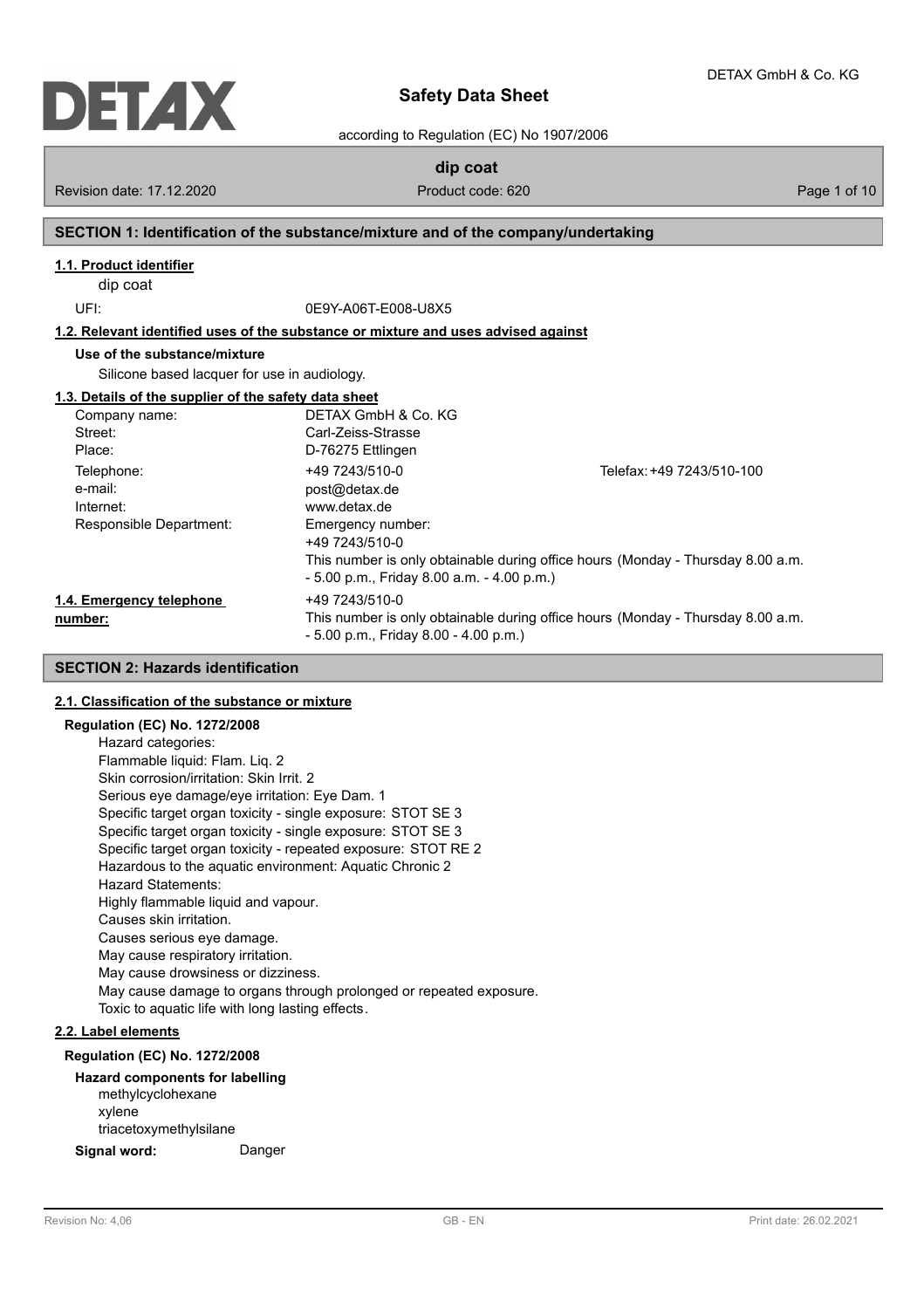# Safety Data Sheet

according to Regulation (EC) No 1907/2006

**dip coat**

Revision date: 17.12.2020 | Product code: 620

## SECTION 1: Identification of the substance/mixture and of the company/undertaking

### 1.1. Product identifier

dip coat

UFI: 0E9Y-A06T-E008-U8X5

### 1.2. Relevant identified uses of the substance or mixture and uses advised against

**Use of the substance/mixture**

Silicone based lacquer for use in audiology.

### 1.3. Details of the supplier of the safety data sheet

| | | |
|---|---|---|
| Company name: | DETAX GmbH & Co. KG | |
| Street: | Carl-Zeiss-Strasse | |
| Place: | D-76275 Ettlingen | |
| Telephone: | +49 7243/510-0 | Telefax: +49 7243/510-100 |
| e-mail: | post@detax.de | |
| Internet: | www.detax.de | |
| Responsible Department: | Emergency number: +49 7243/510-0 This number is only obtainable during office hours (Monday - Thursday 8.00 a.m. - 5.00 p.m., Friday 8.00 a.m. - 4.00 p.m.) | |

### 1.4. Emergency telephone number:

+49 7243/510-0
This number is only obtainable during office hours (Monday - Thursday 8.00 a.m. - 5.00 p.m., Friday 8.00 - 4.00 p.m.)

## SECTION 2: Hazards identification

### 2.1. Classification of the substance or mixture

**Regulation (EC) No. 1272/2008**

Hazard categories:
Flammable liquid: Flam. Liq. 2
Skin corrosion/irritation: Skin Irrit. 2
Serious eye damage/eye irritation: Eye Dam. 1
Specific target organ toxicity - single exposure: STOT SE 3
Specific target organ toxicity - single exposure: STOT SE 3
Specific target organ toxicity - repeated exposure: STOT RE 2
Hazardous to the aquatic environment: Aquatic Chronic 2
Hazard Statements:
Highly flammable liquid and vapour.
Causes skin irritation.
Causes serious eye damage.
May cause respiratory irritation.
May cause drowsiness or dizziness.
May cause damage to organs through prolonged or repeated exposure.
Toxic to aquatic life with long lasting effects.

### 2.2. Label elements

**Regulation (EC) No. 1272/2008**

**Hazard components for labelling**

methylcyclohexane
xylene
triacetoxymethylsilane

**Signal word:** Danger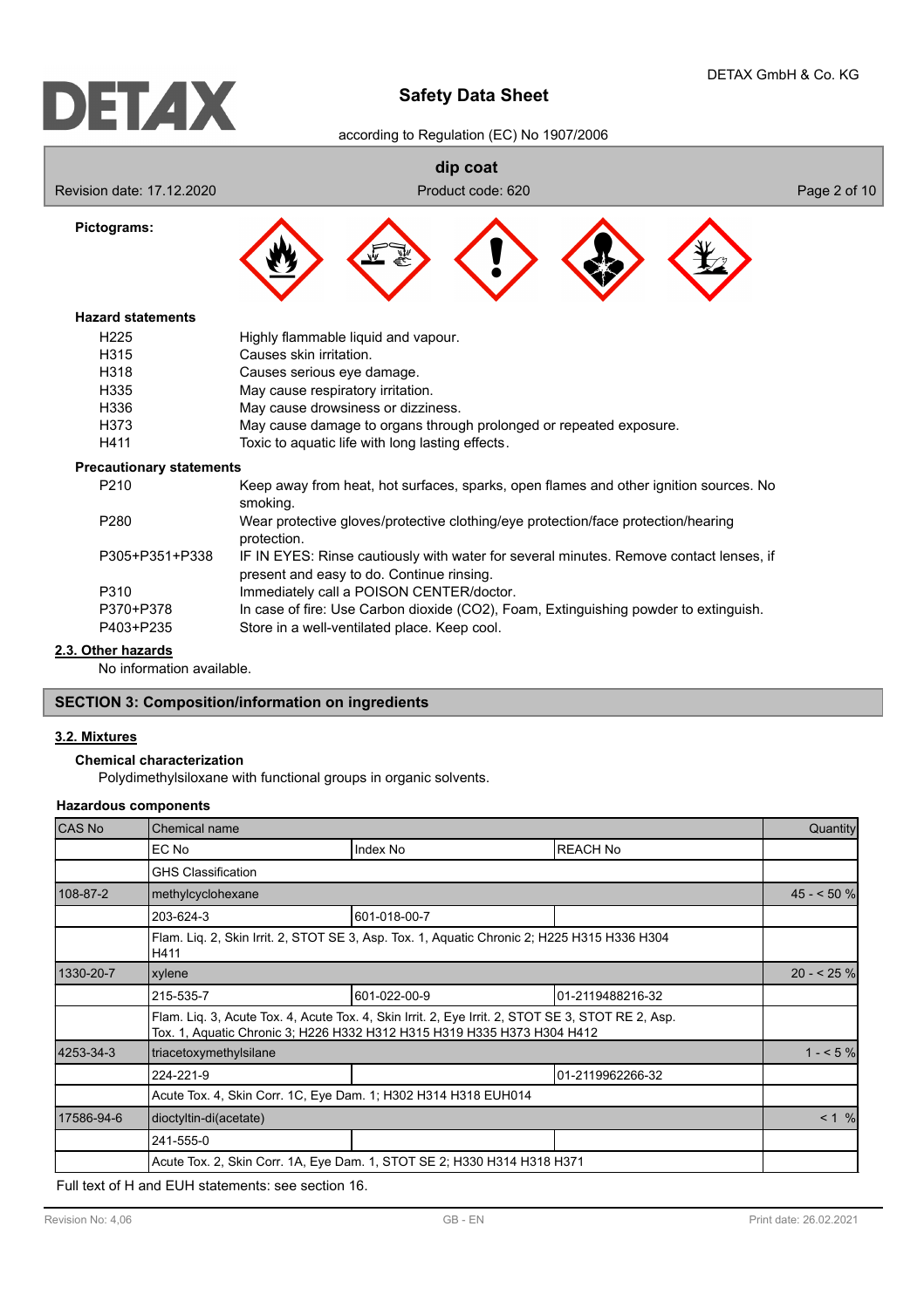**Pictograms:**

**Hazard statements**

| | |
|---|---|
| H225 | Highly flammable liquid and vapour. |
| H315 | Causes skin irritation. |
| H318 | Causes serious eye damage. |
| H335 | May cause respiratory irritation. |
| H336 | May cause drowsiness or dizziness. |
| H373 | May cause damage to organs through prolonged or repeated exposure. |
| H411 | Toxic to aquatic life with long lasting effects. |

**Precautionary statements**

| | |
|---|---|
| P210 | Keep away from heat, hot surfaces, sparks, open flames and other ignition sources. No smoking. |
| P280 | Wear protective gloves/protective clothing/eye protection/face protection/hearing protection. |
| P305+P351+P338 | IF IN EYES: Rinse cautiously with water for several minutes. Remove contact lenses, if present and easy to do. Continue rinsing. |
| P310 | Immediately call a POISON CENTER/doctor. |
| P370+P378 | In case of fire: Use Carbon dioxide (CO2), Foam, Extinguishing powder to extinguish. |
| P403+P235 | Store in a well-ventilated place. Keep cool. |

## 2.3. Other hazards

No information available.

# SECTION 3: Composition/information on ingredients

## 3.2. Mixtures

**Chemical characterization**

Polydimethylsiloxane with functional groups in organic solvents.

**Hazardous components**

| CAS No | Chemical name | | | Quantity |
|---|---|---|---|---|
| | EC No | Index No | REACH No | |
| | GHS Classification | | | |
| 108-87-2 | methylcyclohexane | | | 45 - < 50 % |
| | 203-624-3 | 601-018-00-7 | | |
| | Flam. Liq. 2, Skin Irrit. 2, STOT SE 3, Asp. Tox. 1, Aquatic Chronic 2; H225 H315 H336 H304 H411 | | | |
| 1330-20-7 | xylene | | | 20 - < 25 % |
| | 215-535-7 | 601-022-00-9 | 01-2119488216-32 | |
| | Flam. Liq. 3, Acute Tox. 4, Acute Tox. 4, Skin Irrit. 2, Eye Irrit. 2, STOT SE 3, STOT RE 2, Asp. Tox. 1, Aquatic Chronic 3; H226 H332 H312 H315 H319 H335 H373 H304 H412 | | | |
| 4253-34-3 | triacetoxymethylsilane | | | 1 - < 5 % |
| | 224-221-9 | | 01-2119962266-32 | |
| | Acute Tox. 4, Skin Corr. 1C, Eye Dam. 1; H302 H314 H318 EUH014 | | | |
| 17586-94-6 | dioctyltin-di(acetate) | | | < 1 % |
| | 241-555-0 | | | |
| | Acute Tox. 2, Skin Corr. 1A, Eye Dam. 1, STOT SE 2; H330 H314 H318 H371 | | | |

Full text of H and EUH statements: see section 16.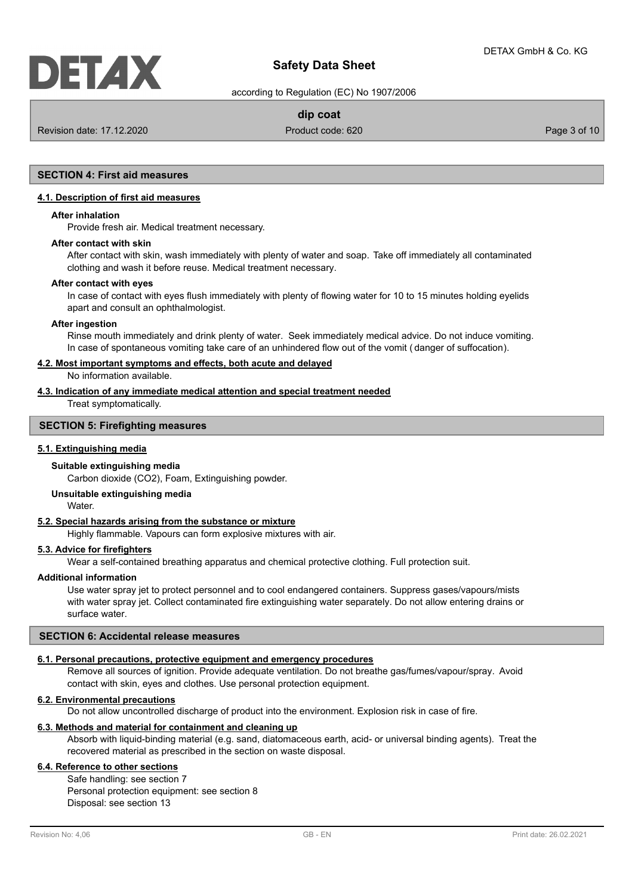## SECTION 4: First aid measures

### 4.1. Description of first aid measures

**After inhalation**

Provide fresh air. Medical treatment necessary.

**After contact with skin**

After contact with skin, wash immediately with plenty of water and soap. Take off immediately all contaminated clothing and wash it before reuse. Medical treatment necessary.

**After contact with eyes**

In case of contact with eyes flush immediately with plenty of flowing water for 10 to 15 minutes holding eyelids apart and consult an ophthalmologist.

**After ingestion**

Rinse mouth immediately and drink plenty of water. Seek immediately medical advice. Do not induce vomiting. In case of spontaneous vomiting take care of an unhindered flow out of the vomit ( danger of suffocation).

### 4.2. Most important symptoms and effects, both acute and delayed

No information available.

### 4.3. Indication of any immediate medical attention and special treatment needed

Treat symptomatically.

## SECTION 5: Firefighting measures

### 5.1. Extinguishing media

**Suitable extinguishing media**

Carbon dioxide ($CO_2$), Foam, Extinguishing powder.

**Unsuitable extinguishing media**

Water.

### 5.2. Special hazards arising from the substance or mixture

Highly flammable. Vapours can form explosive mixtures with air.

### 5.3. Advice for firefighters

Wear a self-contained breathing apparatus and chemical protective clothing. Full protection suit.

**Additional information**

Use water spray jet to protect personnel and to cool endangered containers. Suppress gases/vapours/mists with water spray jet. Collect contaminated fire extinguishing water separately. Do not allow entering drains or surface water.

## SECTION 6: Accidental release measures

### 6.1. Personal precautions, protective equipment and emergency procedures

Remove all sources of ignition. Provide adequate ventilation. Do not breathe gas/fumes/vapour/spray. Avoid contact with skin, eyes and clothes. Use personal protection equipment.

### 6.2. Environmental precautions

Do not allow uncontrolled discharge of product into the environment. Explosion risk in case of fire.

### 6.3. Methods and material for containment and cleaning up

Absorb with liquid-binding material (e.g. sand, diatomaceous earth, acid- or universal binding agents). Treat the recovered material as prescribed in the section on waste disposal.

### 6.4. Reference to other sections

Safe handling: see section 7
Personal protection equipment: see section 8
Disposal: see section 13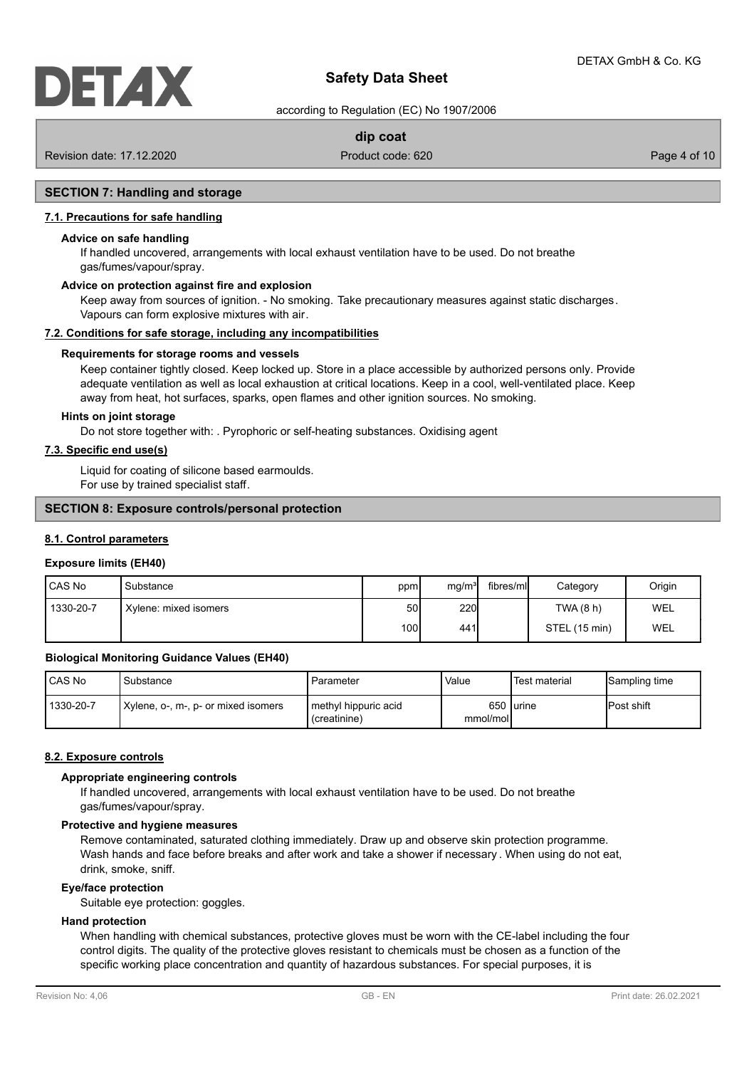## SECTION 7: Handling and storage

### 7.1. Precautions for safe handling

**Advice on safe handling**

If handled uncovered, arrangements with local exhaust ventilation have to be used. Do not breathe gas/fumes/vapour/spray.

**Advice on protection against fire and explosion**

Keep away from sources of ignition. - No smoking. Take precautionary measures against static discharges. Vapours can form explosive mixtures with air.

### 7.2. Conditions for safe storage, including any incompatibilities

**Requirements for storage rooms and vessels**

Keep container tightly closed. Keep locked up. Store in a place accessible by authorized persons only. Provide adequate ventilation as well as local exhaustion at critical locations. Keep in a cool, well-ventilated place. Keep away from heat, hot surfaces, sparks, open flames and other ignition sources. No smoking.

**Hints on joint storage**

Do not store together with: . Pyrophoric or self-heating substances. Oxidising agent

### 7.3. Specific end use(s)

Liquid for coating of silicone based earmoulds.
For use by trained specialist staff.

## SECTION 8: Exposure controls/personal protection

### 8.1. Control parameters

**Exposure limits (EH40)**

| CAS No | Substance | ppm | mg/m³ | fibres/ml | Category | Origin |
|---|---|---|---|---|---|---|
| 1330-20-7 | Xylene: mixed isomers | 50 | 220 | | TWA (8 h) | WEL |
| | | 100 | 441 | | STEL (15 min) | WEL |

**Biological Monitoring Guidance Values (EH40)**

| CAS No | Substance | Parameter | Value | Test material | Sampling time |
|---|---|---|---|---|---|
| 1330-20-7 | Xylene, o-, m-, p- or mixed isomers | methyl hippuric acid (creatinine) | 650 mmol/mol | urine | Post shift |

### 8.2. Exposure controls

**Appropriate engineering controls**

If handled uncovered, arrangements with local exhaust ventilation have to be used. Do not breathe gas/fumes/vapour/spray.

**Protective and hygiene measures**

Remove contaminated, saturated clothing immediately. Draw up and observe skin protection programme. Wash hands and face before breaks and after work and take a shower if necessary. When using do not eat, drink, smoke, sniff.

**Eye/face protection**

Suitable eye protection: goggles.

**Hand protection**

When handling with chemical substances, protective gloves must be worn with the CE-label including the four control digits. The quality of the protective gloves resistant to chemicals must be chosen as a function of the specific working place concentration and quantity of hazardous substances. For special purposes, it is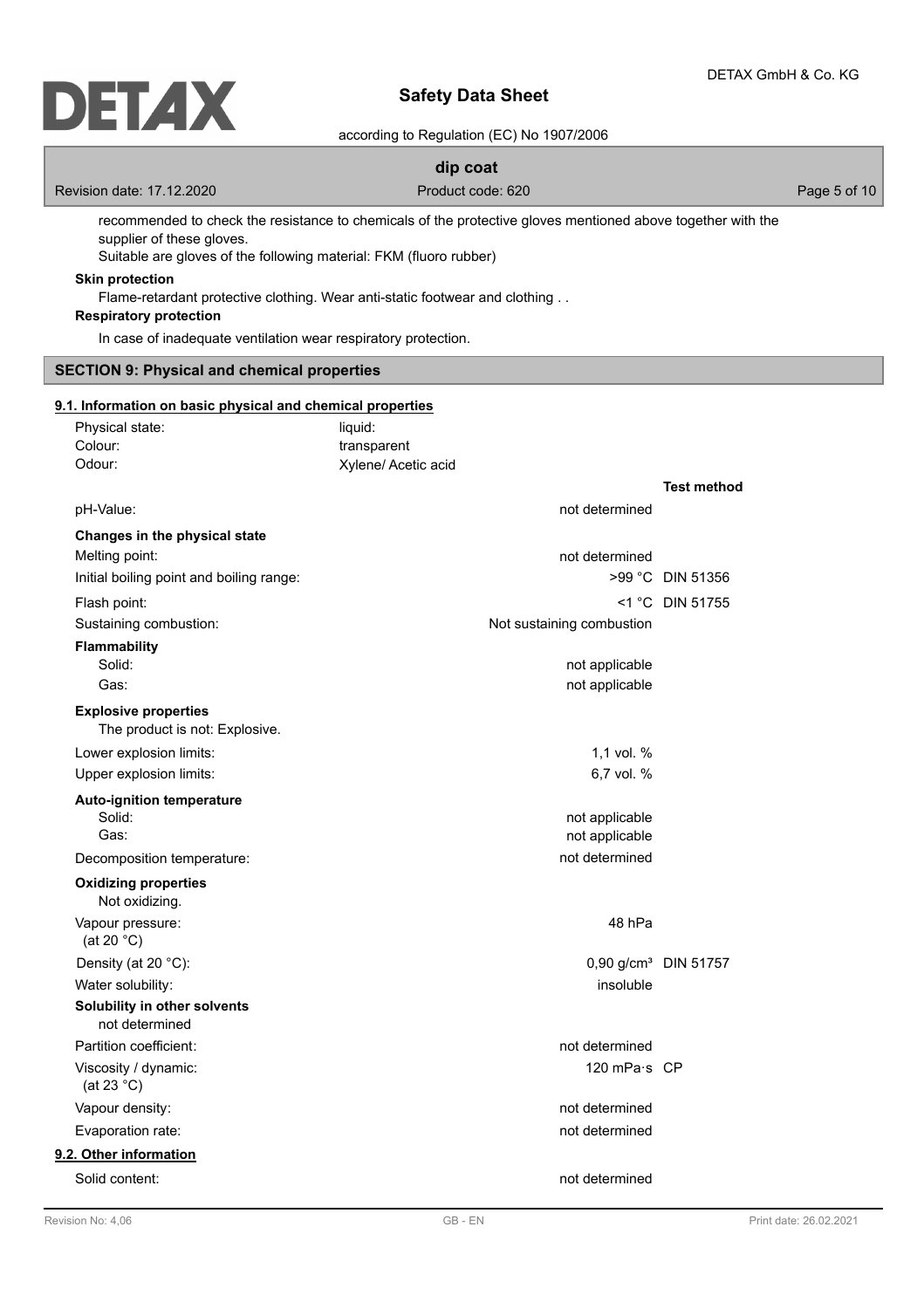recommended to check the resistance to chemicals of the protective gloves mentioned above together with the supplier of these gloves.
Suitable are gloves of the following material: FKM (fluoro rubber)

**Skin protection**

Flame-retardant protective clothing. Wear anti-static footwear and clothing . .

**Respiratory protection**

In case of inadequate ventilation wear respiratory protection.

## SECTION 9: Physical and chemical properties

### 9.1. Information on basic physical and chemical properties

| | | |
|---|---|---|
| Physical state: | liquid: | |
| Colour: | transparent | |
| Odour: | Xylene/ Acetic acid | |
| | | **Test method** |
| pH-Value: | not determined | |
| **Changes in the physical state** | | |
| Melting point: | not determined | |
| Initial boiling point and boiling range: | >99 °C | DIN 51356 |
| Flash point: | <1 °C | DIN 51755 |
| Sustaining combustion: | Not sustaining combustion | |
| **Flammability** | | |
| Solid: | not applicable | |
| Gas: | not applicable | |
| **Explosive properties** | | |
| The product is not: Explosive. | | |
| Lower explosion limits: | 1,1 vol. % | |
| Upper explosion limits: | 6,7 vol. % | |
| **Auto-ignition temperature** | | |
| Solid: | not applicable | |
| Gas: | not applicable | |
| Decomposition temperature: | not determined | |
| **Oxidizing properties** | | |
| Not oxidizing. | | |
| Vapour pressure: (at 20 °C) | 48 hPa | |
| Density (at 20 °C): | 0,90 g/cm³ | DIN 51757 |
| Water solubility: | insoluble | |
| **Solubility in other solvents** | | |
| not determined | | |
| Partition coefficient: | not determined | |
| Viscosity / dynamic: (at 23 °C) | 120 mPa·s | CP |
| Vapour density: | not determined | |
| Evaporation rate: | not determined | |

### 9.2. Other information

| | |
|---|---|
| Solid content: | not determined |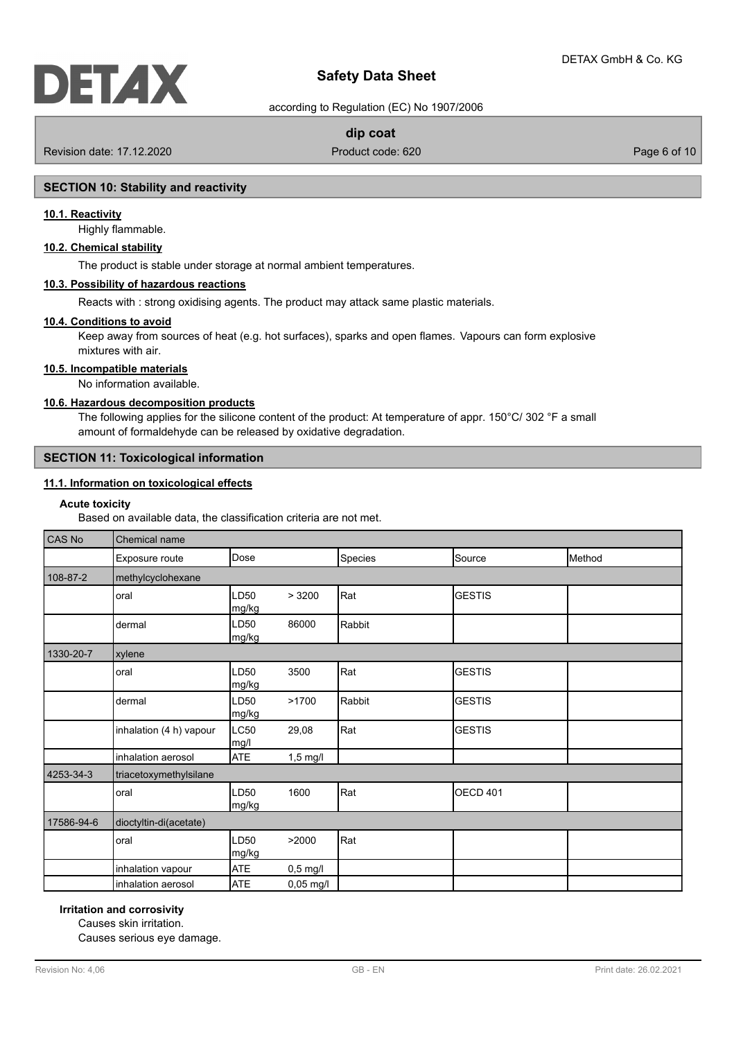## SECTION 10: Stability and reactivity

### 10.1. Reactivity

Highly flammable.

### 10.2. Chemical stability

The product is stable under storage at normal ambient temperatures.

### 10.3. Possibility of hazardous reactions

Reacts with : strong oxidising agents. The product may attack same plastic materials.

### 10.4. Conditions to avoid

Keep away from sources of heat (e.g. hot surfaces), sparks and open flames. Vapours can form explosive mixtures with air.

### 10.5. Incompatible materials

No information available.

### 10.6. Hazardous decomposition products

The following applies for the silicone content of the product: At temperature of appr. 150°C/ 302 °F a small amount of formaldehyde can be released by oxidative degradation.

## SECTION 11: Toxicological information

### 11.1. Information on toxicological effects

**Acute toxicity**

Based on available data, the classification criteria are not met.

| CAS No | Chemical name | | | | | |
|---|---|---|---|---|---|---|
| | Exposure route | Dose | | Species | Source | Method |
| 108-87-2 | methylcyclohexane | | | | | |
| | oral | LD50 mg/kg | > 3200 | Rat | GESTIS | |
| | dermal | LD50 mg/kg | 86000 | Rabbit | | |
| 1330-20-7 | xylene | | | | | |
| | oral | LD50 mg/kg | 3500 | Rat | GESTIS | |
| | dermal | LD50 mg/kg | >1700 | Rabbit | GESTIS | |
| | inhalation (4 h) vapour | LC50 mg/l | 29,08 | Rat | GESTIS | |
| | inhalation aerosol | ATE | 1,5 mg/l | | | |
| 4253-34-3 | triacetoxymethylsilane | | | | | |
| | oral | LD50 mg/kg | 1600 | Rat | OECD 401 | |
| 17586-94-6 | dioctyltin-di(acetate) | | | | | |
| | oral | LD50 mg/kg | >2000 | Rat | | |
| | inhalation vapour | ATE | 0,5 mg/l | | | |
| | inhalation aerosol | ATE | 0,05 mg/l | | | |

**Irritation and corrosivity**

Causes skin irritation.

Causes serious eye damage.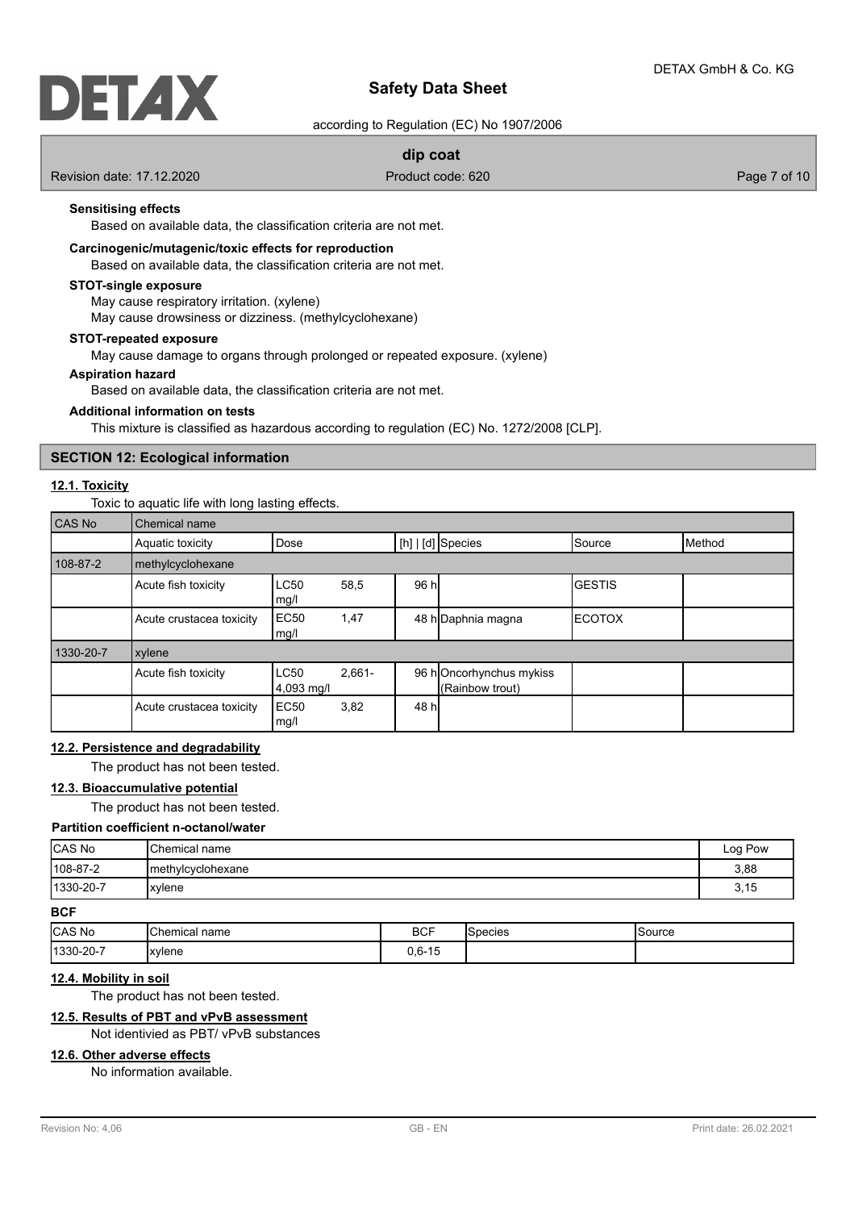**Sensitising effects**

Based on available data, the classification criteria are not met.

**Carcinogenic/mutagenic/toxic effects for reproduction**

Based on available data, the classification criteria are not met.

**STOT-single exposure**

May cause respiratory irritation. (xylene)
May cause drowsiness or dizziness. (methylcyclohexane)

**STOT-repeated exposure**

May cause damage to organs through prolonged or repeated exposure. (xylene)

**Aspiration hazard**

Based on available data, the classification criteria are not met.

**Additional information on tests**

This mixture is classified as hazardous according to regulation (EC) No. 1272/2008 [CLP].

## SECTION 12: Ecological information

### 12.1. Toxicity

Toxic to aquatic life with long lasting effects.

| CAS No | Chemical name | | | | | |
|---|---|---|---|---|---|---|
| | Aquatic toxicity | Dose | [h] \| [d] | Species | Source | Method |
| 108-87-2 | methylcyclohexane | | | | | |
| | Acute fish toxicity | LC50 58,5 mg/l | 96 h | | GESTIS | |
| | Acute crustacea toxicity | EC50 1,47 mg/l | 48 h | Daphnia magna | ECOTOX | |
| 1330-20-7 | xylene | | | | | |
| | Acute fish toxicity | LC50 2,661-4,093 mg/l | 96 h | Oncorhynchus mykiss (Rainbow trout) | | |
| | Acute crustacea toxicity | EC50 3,82 mg/l | 48 h | | | |

### 12.2. Persistence and degradability

The product has not been tested.

### 12.3. Bioaccumulative potential

The product has not been tested.

**Partition coefficient n-octanol/water**

| CAS No | Chemical name | Log Pow |
|---|---|---|
| 108-87-2 | methylcyclohexane | 3,88 |
| 1330-20-7 | xylene | 3,15 |

**BCF**

| CAS No | Chemical name | BCF | Species | Source |
|---|---|---|---|---|
| 1330-20-7 | xylene | 0,6-15 | | |

### 12.4. Mobility in soil

The product has not been tested.

### 12.5. Results of PBT and vPvB assessment

Not identivied as PBT/ vPvB substances

### 12.6. Other adverse effects

No information available.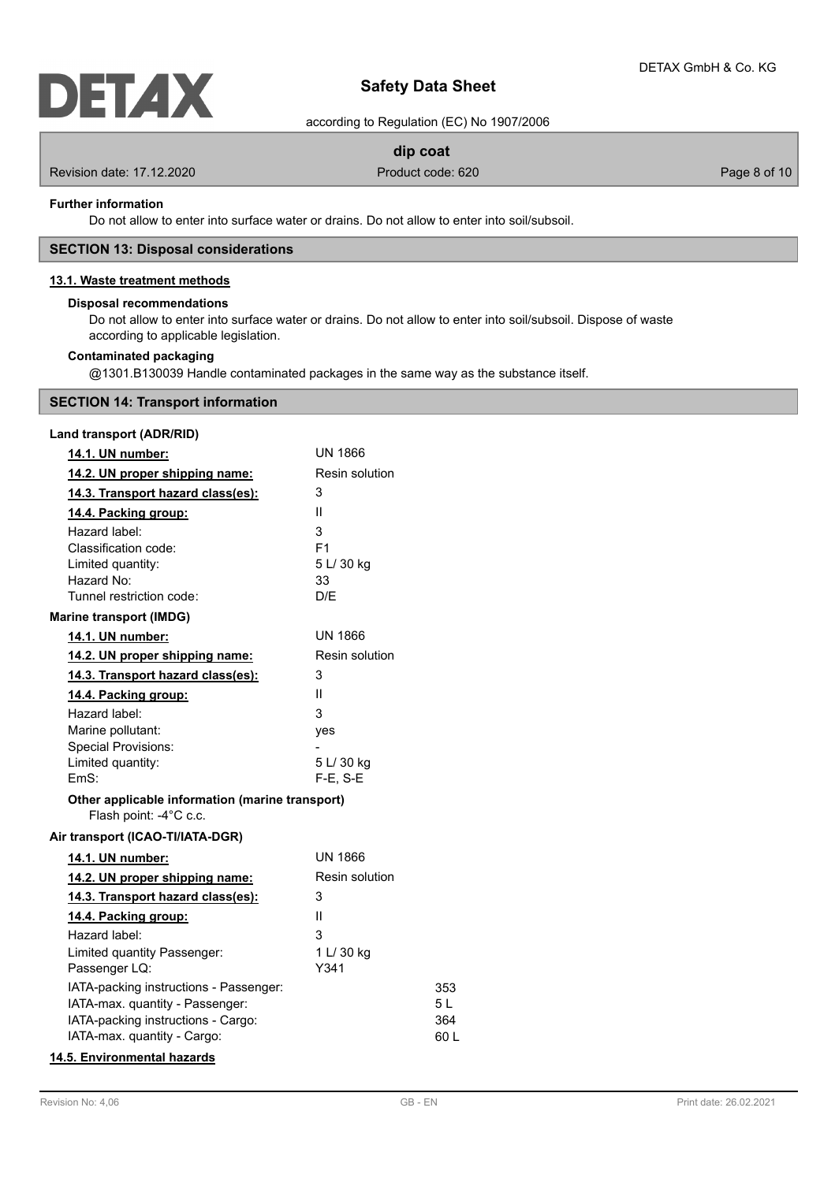**Further information**

Do not allow to enter into surface water or drains. Do not allow to enter into soil/subsoil.

## SECTION 13: Disposal considerations

### 13.1. Waste treatment methods

**Disposal recommendations**

Do not allow to enter into surface water or drains. Do not allow to enter into soil/subsoil. Dispose of waste according to applicable legislation.

**Contaminated packaging**

@1301.B130039 Handle contaminated packages in the same way as the substance itself.

## SECTION 14: Transport information

**Land transport (ADR/RID)**

| | |
|---|---|
| **14.1. UN number:** | UN 1866 |
| **14.2. UN proper shipping name:** | Resin solution |
| **14.3. Transport hazard class(es):** | 3 |
| **14.4. Packing group:** | II |
| Hazard label: | 3 |
| Classification code: | F1 |
| Limited quantity: | 5 L/ 30 kg |
| Hazard No: | 33 |
| Tunnel restriction code: | D/E |

**Marine transport (IMDG)**

| | |
|---|---|
| **14.1. UN number:** | UN 1866 |
| **14.2. UN proper shipping name:** | Resin solution |
| **14.3. Transport hazard class(es):** | 3 |
| **14.4. Packing group:** | II |
| Hazard label: | 3 |
| Marine pollutant: | yes |
| Special Provisions: | - |
| Limited quantity: | 5 L/ 30 kg |
| EmS: | F-E, S-E |

**Other applicable information (marine transport)**

Flash point: -4°C c.c.

**Air transport (ICAO-TI/IATA-DGR)**

| | |
|---|---|
| **14.1. UN number:** | UN 1866 |
| **14.2. UN proper shipping name:** | Resin solution |
| **14.3. Transport hazard class(es):** | 3 |
| **14.4. Packing group:** | II |
| Hazard label: | 3 |
| Limited quantity Passenger: | 1 L/ 30 kg |
| Passenger LQ: | Y341 |
| IATA-packing instructions - Passenger: | 353 |
| IATA-max. quantity - Passenger: | 5 L |
| IATA-packing instructions - Cargo: | 364 |
| IATA-max. quantity - Cargo: | 60 L |

### 14.5. Environmental hazards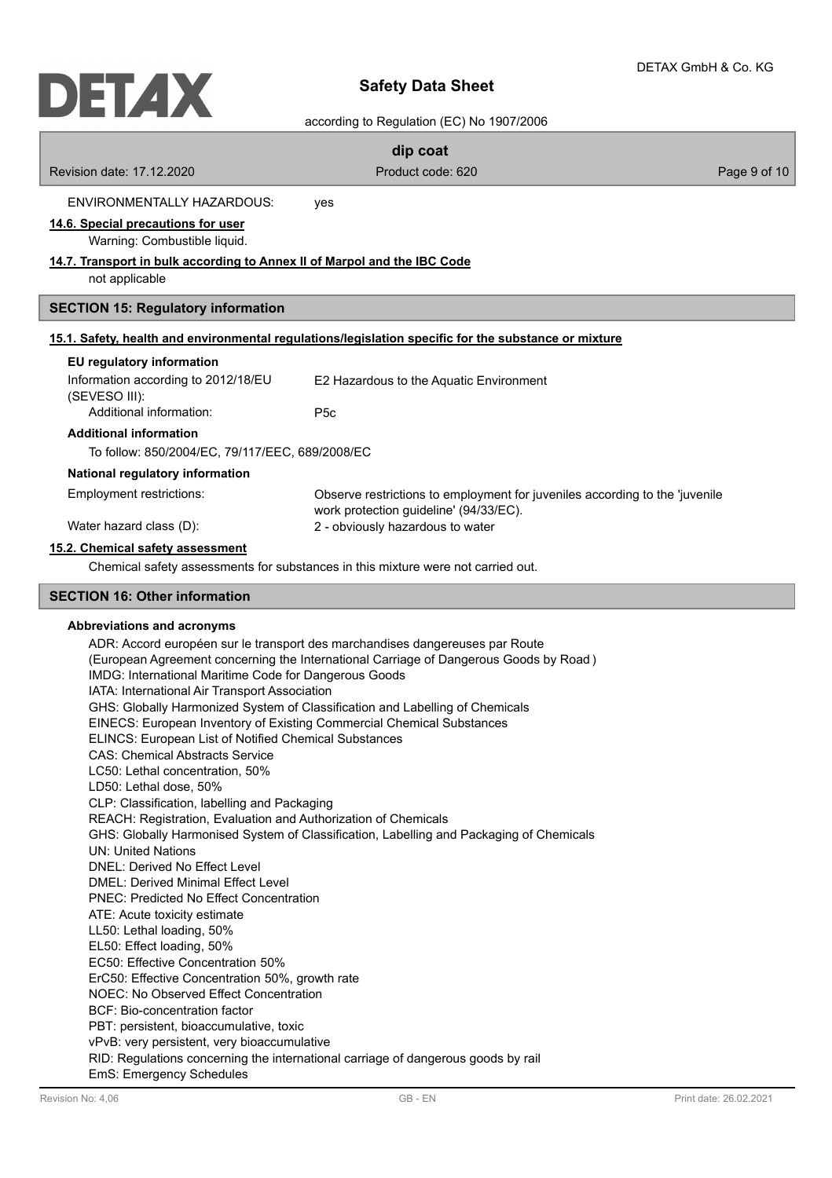ENVIRONMENTALLY HAZARDOUS: yes

**14.6. Special precautions for user**

Warning: Combustible liquid.

**14.7. Transport in bulk according to Annex II of Marpol and the IBC Code**

not applicable

## SECTION 15: Regulatory information

**15.1. Safety, health and environmental regulations/legislation specific for the substance or mixture**

### EU regulatory information

| | |
|---|---|
| Information according to 2012/18/EU (SEVESO III): | E2 Hazardous to the Aquatic Environment |
| Additional information: | P5c |

### Additional information

To follow: 850/2004/EC, 79/117/EEC, 689/2008/EC

### National regulatory information

| | |
|---|---|
| Employment restrictions: | Observe restrictions to employment for juveniles according to the 'juvenile work protection guideline' (94/33/EC). |
| Water hazard class (D): | 2 - obviously hazardous to water |

**15.2. Chemical safety assessment**

Chemical safety assessments for substances in this mixture were not carried out.

## SECTION 16: Other information

### Abbreviations and acronyms

ADR: Accord européen sur le transport des marchandises dangereuses par Route
(European Agreement concerning the International Carriage of Dangerous Goods by Road )
IMDG: International Maritime Code for Dangerous Goods
IATA: International Air Transport Association
GHS: Globally Harmonized System of Classification and Labelling of Chemicals
EINECS: European Inventory of Existing Commercial Chemical Substances
ELINCS: European List of Notified Chemical Substances
CAS: Chemical Abstracts Service
LC50: Lethal concentration, 50%
LD50: Lethal dose, 50%
CLP: Classification, labelling and Packaging
REACH: Registration, Evaluation and Authorization of Chemicals
GHS: Globally Harmonised System of Classification, Labelling and Packaging of Chemicals
UN: United Nations
DNEL: Derived No Effect Level
DMEL: Derived Minimal Effect Level
PNEC: Predicted No Effect Concentration
ATE: Acute toxicity estimate
LL50: Lethal loading, 50%
EL50: Effect loading, 50%
EC50: Effective Concentration 50%
ErC50: Effective Concentration 50%, growth rate
NOEC: No Observed Effect Concentration
BCF: Bio-concentration factor
PBT: persistent, bioaccumulative, toxic
vPvB: very persistent, very bioaccumulative
RID: Regulations concerning the international carriage of dangerous goods by rail
EmS: Emergency Schedules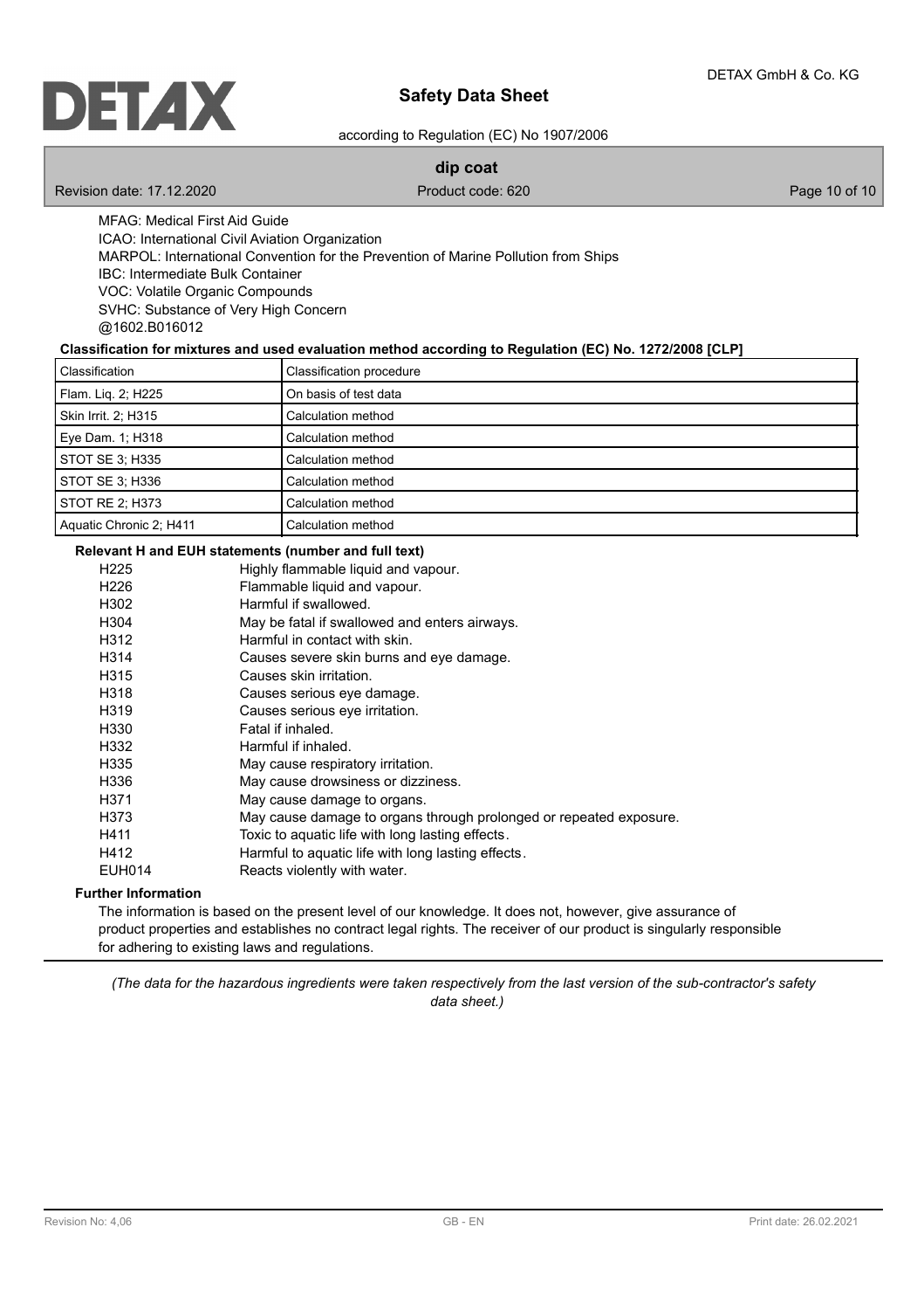MFAG: Medical First Aid Guide
ICAO: International Civil Aviation Organization
MARPOL: International Convention for the Prevention of Marine Pollution from Ships
IBC: Intermediate Bulk Container
VOC: Volatile Organic Compounds
SVHC: Substance of Very High Concern
@1602.B016012

**Classification for mixtures and used evaluation method according to Regulation (EC) No. 1272/2008 [CLP]**

| Classification | Classification procedure |
| --- | --- |
| Flam. Liq. 2; H225 | On basis of test data |
| Skin Irrit. 2; H315 | Calculation method |
| Eye Dam. 1; H318 | Calculation method |
| STOT SE 3; H335 | Calculation method |
| STOT SE 3; H336 | Calculation method |
| STOT RE 2; H373 | Calculation method |
| Aquatic Chronic 2; H411 | Calculation method |

**Relevant H and EUH statements (number and full text)**

| | |
| --- | --- |
| H225 | Highly flammable liquid and vapour. |
| H226 | Flammable liquid and vapour. |
| H302 | Harmful if swallowed. |
| H304 | May be fatal if swallowed and enters airways. |
| H312 | Harmful in contact with skin. |
| H314 | Causes severe skin burns and eye damage. |
| H315 | Causes skin irritation. |
| H318 | Causes serious eye damage. |
| H319 | Causes serious eye irritation. |
| H330 | Fatal if inhaled. |
| H332 | Harmful if inhaled. |
| H335 | May cause respiratory irritation. |
| H336 | May cause drowsiness or dizziness. |
| H371 | May cause damage to organs. |
| H373 | May cause damage to organs through prolonged or repeated exposure. |
| H411 | Toxic to aquatic life with long lasting effects. |
| H412 | Harmful to aquatic life with long lasting effects. |
| EUH014 | Reacts violently with water. |

**Further Information**

The information is based on the present level of our knowledge. It does not, however, give assurance of product properties and establishes no contract legal rights. The receiver of our product is singularly responsible for adhering to existing laws and regulations.

*(The data for the hazardous ingredients were taken respectively from the last version of the sub-contractor's safety data sheet.)*